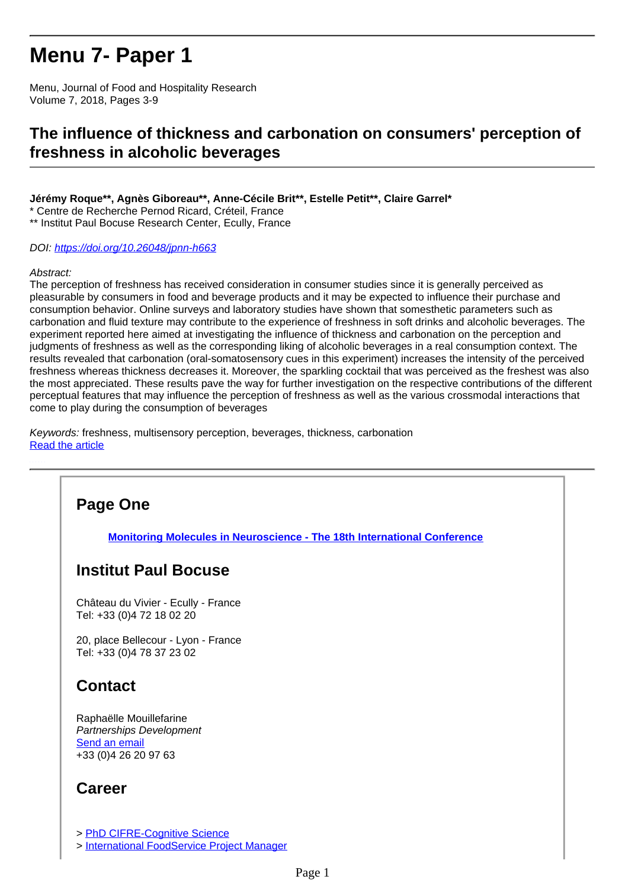# Menu 7- Paper 1

Menu, Journal of Food and Hospitality Research
Volume 7, 2018, Pages 3-9

## The influence of thickness and carbonation on consumers' perception of freshness in alcoholic beverages

**Jérémy Roque\*\*, Agnès Giboreau\*\*, Anne-Cécile Brit\*\*, Estelle Petit\*\*, Claire Garrel\***
\* Centre de Recherche Pernod Ricard, Créteil, France
\*\* Institut Paul Bocuse Research Center, Ecully, France

*DOI:* https://doi.org/10.26048/jpnn-h663

*Abstract:*
The perception of freshness has received consideration in consumer studies since it is generally perceived as pleasurable by consumers in food and beverage products and it may be expected to influence their purchase and consumption behavior. Online surveys and laboratory studies have shown that somesthetic parameters such as carbonation and fluid texture may contribute to the experience of freshness in soft drinks and alcoholic beverages. The experiment reported here aimed at investigating the influence of thickness and carbonation on the perception and judgments of freshness as well as the corresponding liking of alcoholic beverages in a real consumption context. The results revealed that carbonation (oral-somatosensory cues in this experiment) increases the intensity of the perceived freshness whereas thickness decreases it. Moreover, the sparkling cocktail that was perceived as the freshest was also the most appreciated. These results pave the way for further investigation on the respective contributions of the different perceptual features that may influence the perception of freshness as well as the various crossmodal interactions that come to play during the consumption of beverages

*Keywords:* freshness, multisensory perception, beverages, thickness, carbonation
Read the article

---

### Page One

**Monitoring Molecules in Neuroscience - The 18th International Conference**

### Institut Paul Bocuse

Château du Vivier - Ecully - France
Tel: +33 (0)4 72 18 02 20

20, place Bellecour - Lyon - France
Tel: +33 (0)4 78 37 23 02

### Contact

Raphaëlle Mouillefarine
*Partnerships Development*
Send an email
+33 (0)4 26 20 97 63

### Career

> PhD CIFRE-Cognitive Science
> International FoodService Project Manager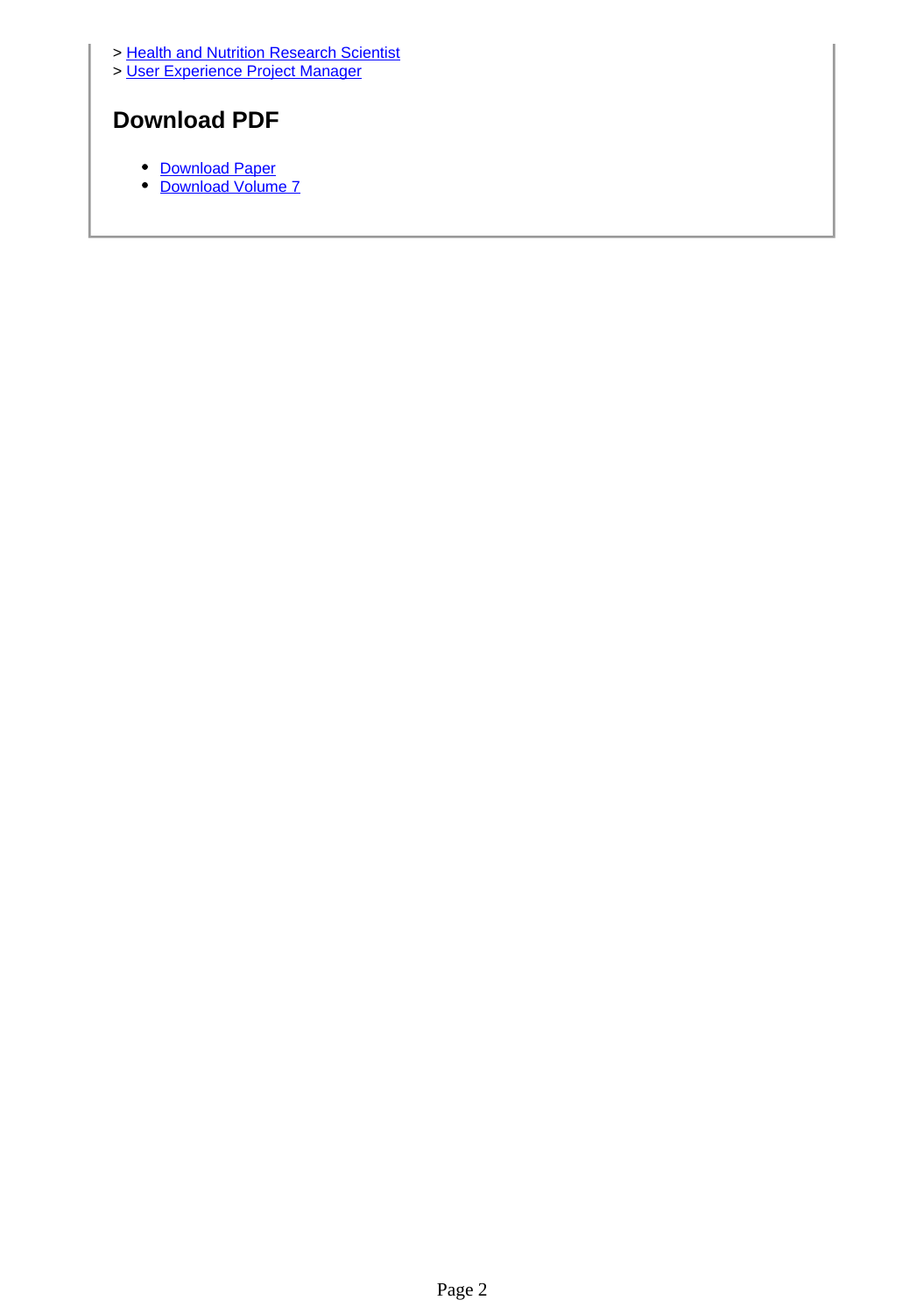> Health and Nutrition Research Scientist
> User Experience Project Manager

## Download PDF

- Download Paper
- Download Volume 7